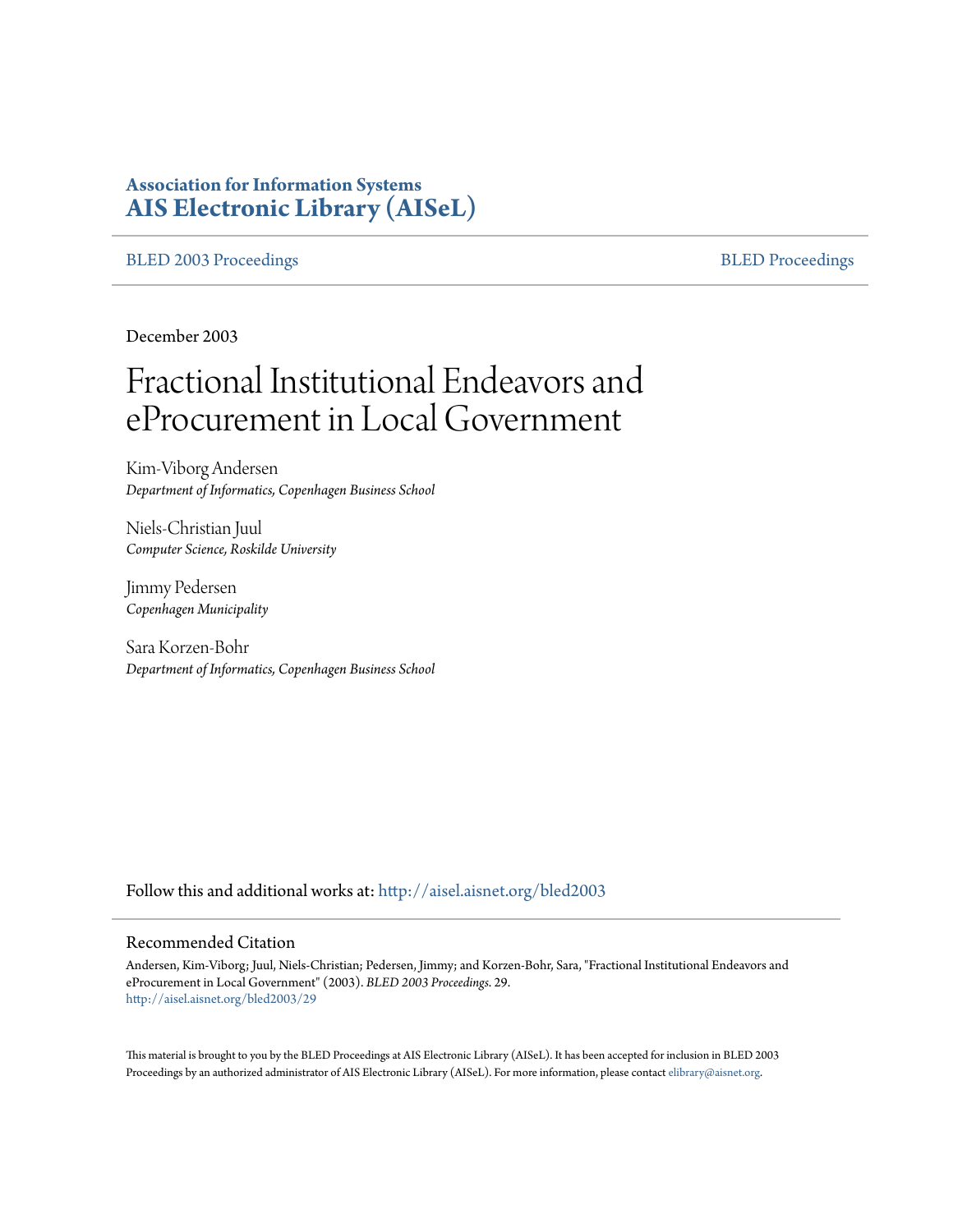**Association for Information Systems**
**AIS Electronic Library (AISeL)**

BLED 2003 Proceedings | BLED Proceedings

December 2003

# Fractional Institutional Endeavors and eProcurement in Local Government

Kim-Viborg Andersen
*Department of Informatics, Copenhagen Business School*

Niels-Christian Juul
*Computer Science, Roskilde University*

Jimmy Pedersen
*Copenhagen Municipality*

Sara Korzen-Bohr
*Department of Informatics, Copenhagen Business School*

Follow this and additional works at: http://aisel.aisnet.org/bled2003

## Recommended Citation

Andersen, Kim-Viborg; Juul, Niels-Christian; Pedersen, Jimmy; and Korzen-Bohr, Sara, "Fractional Institutional Endeavors and eProcurement in Local Government" (2003). *BLED 2003 Proceedings*. 29.
http://aisel.aisnet.org/bled2003/29

This material is brought to you by the BLED Proceedings at AIS Electronic Library (AISeL). It has been accepted for inclusion in BLED 2003 Proceedings by an authorized administrator of AIS Electronic Library (AISeL). For more information, please contact elibrary@aisnet.org.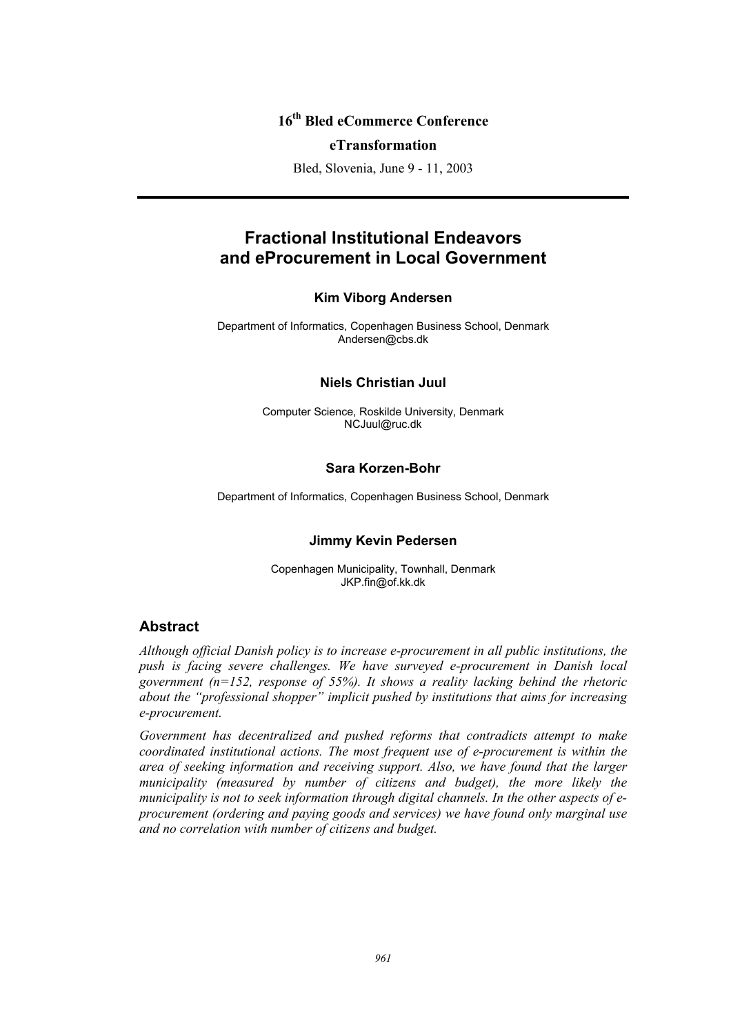16th Bled eCommerce Conference

**eTransformation**

Bled, Slovenia, June 9 - 11, 2003

---

# Fractional Institutional Endeavors and eProcurement in Local Government

**Kim Viborg Andersen**

Department of Informatics, Copenhagen Business School, Denmark
Andersen@cbs.dk

**Niels Christian Juul**

Computer Science, Roskilde University, Denmark
NCJuul@ruc.dk

**Sara Korzen-Bohr**

Department of Informatics, Copenhagen Business School, Denmark

**Jimmy Kevin Pedersen**

Copenhagen Municipality, Townhall, Denmark
JKP.fin@of.kk.dk

## Abstract

*Although official Danish policy is to increase e-procurement in all public institutions, the push is facing severe challenges. We have surveyed e-procurement in Danish local government (n=152, response of 55%). It shows a reality lacking behind the rhetoric about the "professional shopper" implicit pushed by institutions that aims for increasing e-procurement.*

*Government has decentralized and pushed reforms that contradicts attempt to make coordinated institutional actions. The most frequent use of e-procurement is within the area of seeking information and receiving support. Also, we have found that the larger municipality (measured by number of citizens and budget), the more likely the municipality is not to seek information through digital channels. In the other aspects of e-procurement (ordering and paying goods and services) we have found only marginal use and no correlation with number of citizens and budget.*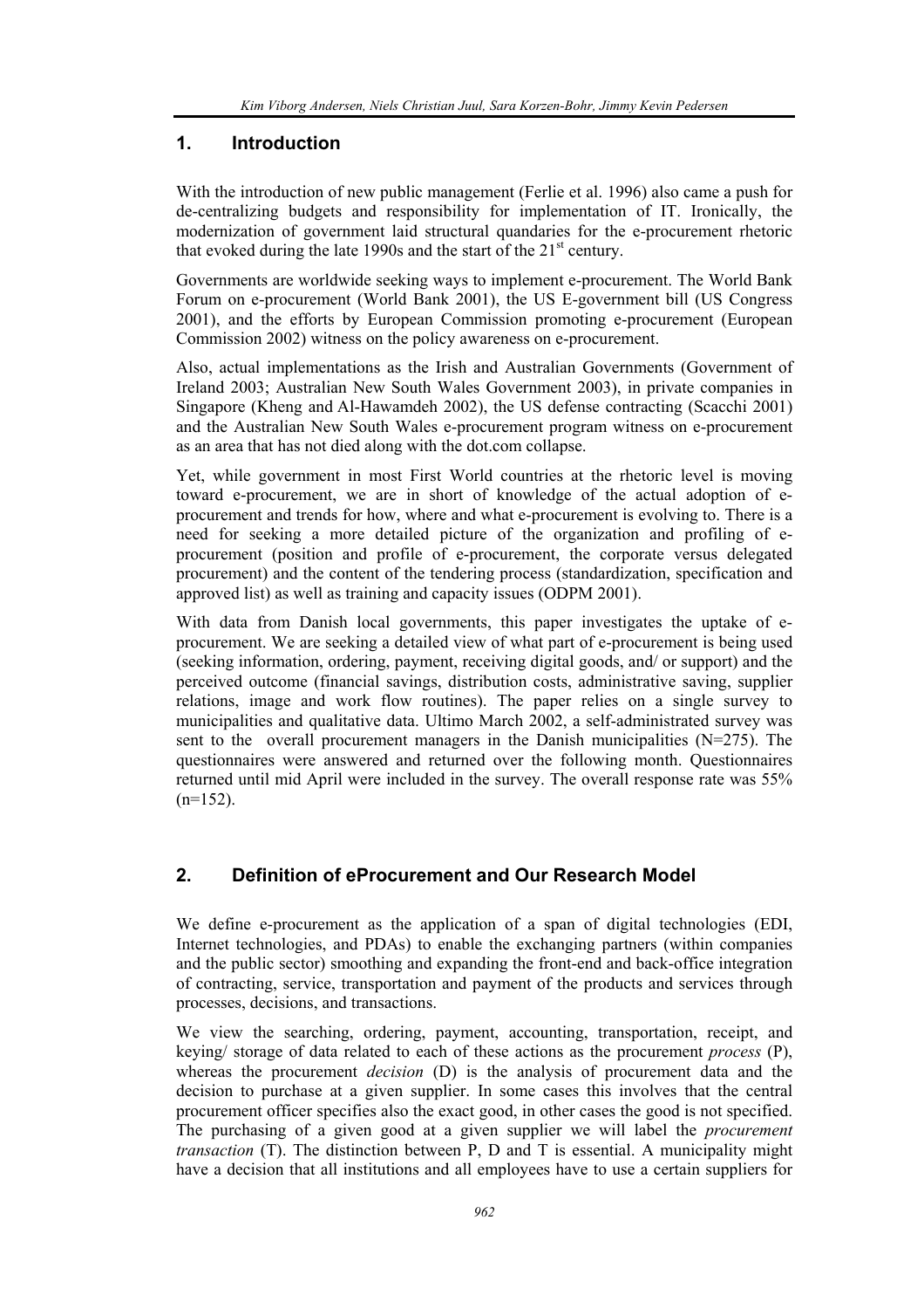## 1. Introduction

With the introduction of new public management (Ferlie et al. 1996) also came a push for de-centralizing budgets and responsibility for implementation of IT. Ironically, the modernization of government laid structural quandaries for the e-procurement rhetoric that evoked during the late 1990s and the start of the 21st century.

Governments are worldwide seeking ways to implement e-procurement. The World Bank Forum on e-procurement (World Bank 2001), the US E-government bill (US Congress 2001), and the efforts by European Commission promoting e-procurement (European Commission 2002) witness on the policy awareness on e-procurement.

Also, actual implementations as the Irish and Australian Governments (Government of Ireland 2003; Australian New South Wales Government 2003), in private companies in Singapore (Kheng and Al-Hawamdeh 2002), the US defense contracting (Scacchi 2001) and the Australian New South Wales e-procurement program witness on e-procurement as an area that has not died along with the dot.com collapse.

Yet, while government in most First World countries at the rhetoric level is moving toward e-procurement, we are in short of knowledge of the actual adoption of e-procurement and trends for how, where and what e-procurement is evolving to. There is a need for seeking a more detailed picture of the organization and profiling of e-procurement (position and profile of e-procurement, the corporate versus delegated procurement) and the content of the tendering process (standardization, specification and approved list) as well as training and capacity issues (ODPM 2001).

With data from Danish local governments, this paper investigates the uptake of e-procurement. We are seeking a detailed view of what part of e-procurement is being used (seeking information, ordering, payment, receiving digital goods, and/ or support) and the perceived outcome (financial savings, distribution costs, administrative saving, supplier relations, image and work flow routines). The paper relies on a single survey to municipalities and qualitative data. Ultimo March 2002, a self-administrated survey was sent to the overall procurement managers in the Danish municipalities (N=275). The questionnaires were answered and returned over the following month. Questionnaires returned until mid April were included in the survey. The overall response rate was 55% (n=152).

## 2. Definition of eProcurement and Our Research Model

We define e-procurement as the application of a span of digital technologies (EDI, Internet technologies, and PDAs) to enable the exchanging partners (within companies and the public sector) smoothing and expanding the front-end and back-office integration of contracting, service, transportation and payment of the products and services through processes, decisions, and transactions.

We view the searching, ordering, payment, accounting, transportation, receipt, and keying/ storage of data related to each of these actions as the procurement *process* (P), whereas the procurement *decision* (D) is the analysis of procurement data and the decision to purchase at a given supplier. In some cases this involves that the central procurement officer specifies also the exact good, in other cases the good is not specified. The purchasing of a given good at a given supplier we will label the *procurement transaction* (T). The distinction between P, D and T is essential. A municipality might have a decision that all institutions and all employees have to use a certain suppliers for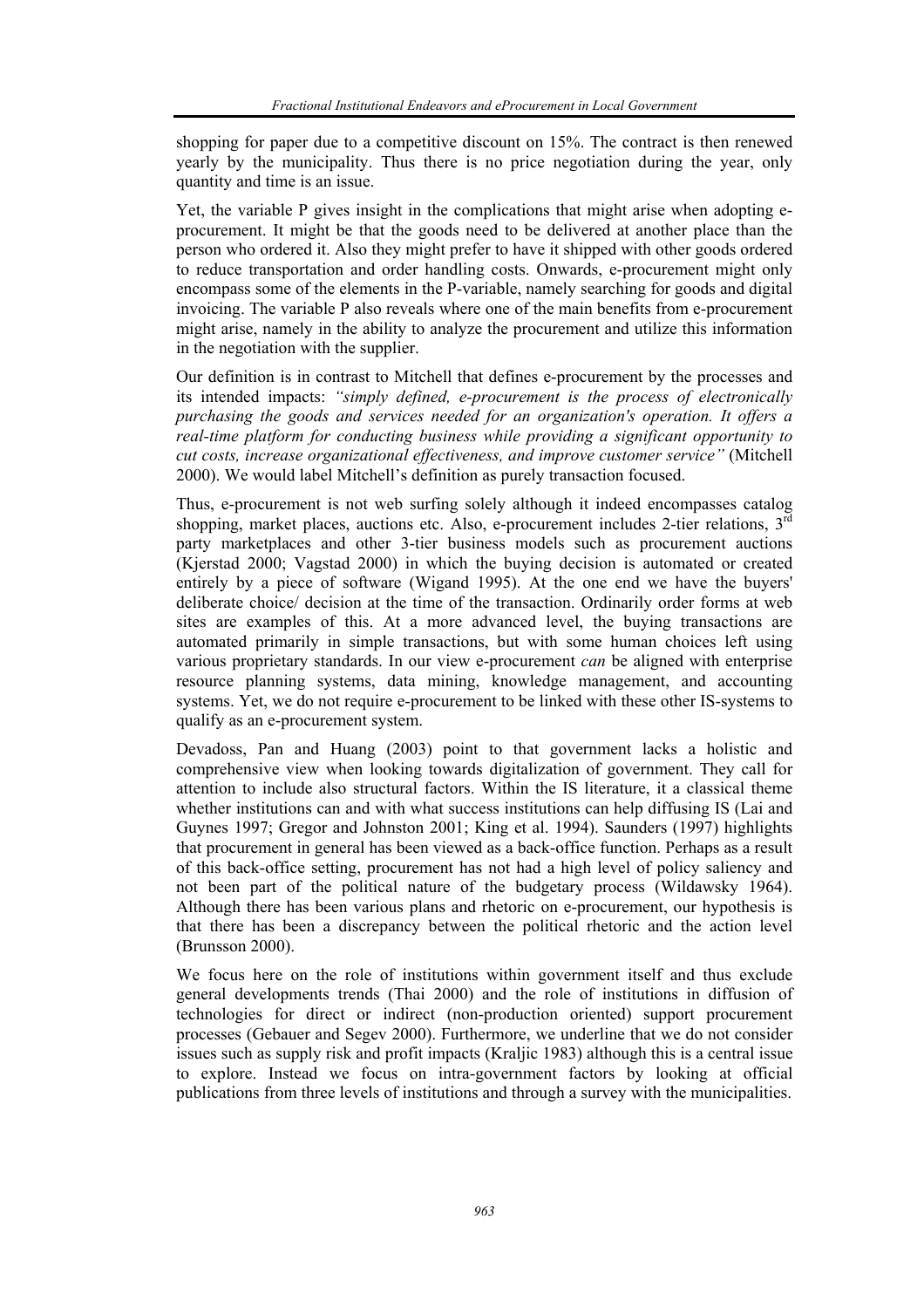shopping for paper due to a competitive discount on 15%. The contract is then renewed yearly by the municipality. Thus there is no price negotiation during the year, only quantity and time is an issue.

Yet, the variable P gives insight in the complications that might arise when adopting e-procurement. It might be that the goods need to be delivered at another place than the person who ordered it. Also they might prefer to have it shipped with other goods ordered to reduce transportation and order handling costs. Onwards, e-procurement might only encompass some of the elements in the P-variable, namely searching for goods and digital invoicing. The variable P also reveals where one of the main benefits from e-procurement might arise, namely in the ability to analyze the procurement and utilize this information in the negotiation with the supplier.

Our definition is in contrast to Mitchell that defines e-procurement by the processes and its intended impacts: *"simply defined, e-procurement is the process of electronically purchasing the goods and services needed for an organization's operation. It offers a real-time platform for conducting business while providing a significant opportunity to cut costs, increase organizational effectiveness, and improve customer service"* (Mitchell 2000). We would label Mitchell's definition as purely transaction focused.

Thus, e-procurement is not web surfing solely although it indeed encompasses catalog shopping, market places, auctions etc. Also, e-procurement includes 2-tier relations, 3rd party marketplaces and other 3-tier business models such as procurement auctions (Kjerstad 2000; Vagstad 2000) in which the buying decision is automated or created entirely by a piece of software (Wigand 1995). At the one end we have the buyers' deliberate choice/ decision at the time of the transaction. Ordinarily order forms at web sites are examples of this. At a more advanced level, the buying transactions are automated primarily in simple transactions, but with some human choices left using various proprietary standards. In our view e-procurement *can* be aligned with enterprise resource planning systems, data mining, knowledge management, and accounting systems. Yet, we do not require e-procurement to be linked with these other IS-systems to qualify as an e-procurement system.

Devadoss, Pan and Huang (2003) point to that government lacks a holistic and comprehensive view when looking towards digitalization of government. They call for attention to include also structural factors. Within the IS literature, it a classical theme whether institutions can and with what success institutions can help diffusing IS (Lai and Guynes 1997; Gregor and Johnston 2001; King et al. 1994). Saunders (1997) highlights that procurement in general has been viewed as a back-office function. Perhaps as a result of this back-office setting, procurement has not had a high level of policy saliency and not been part of the political nature of the budgetary process (Wildawsky 1964). Although there has been various plans and rhetoric on e-procurement, our hypothesis is that there has been a discrepancy between the political rhetoric and the action level (Brunsson 2000).

We focus here on the role of institutions within government itself and thus exclude general developments trends (Thai 2000) and the role of institutions in diffusion of technologies for direct or indirect (non-production oriented) support procurement processes (Gebauer and Segev 2000). Furthermore, we underline that we do not consider issues such as supply risk and profit impacts (Kraljic 1983) although this is a central issue to explore. Instead we focus on intra-government factors by looking at official publications from three levels of institutions and through a survey with the municipalities.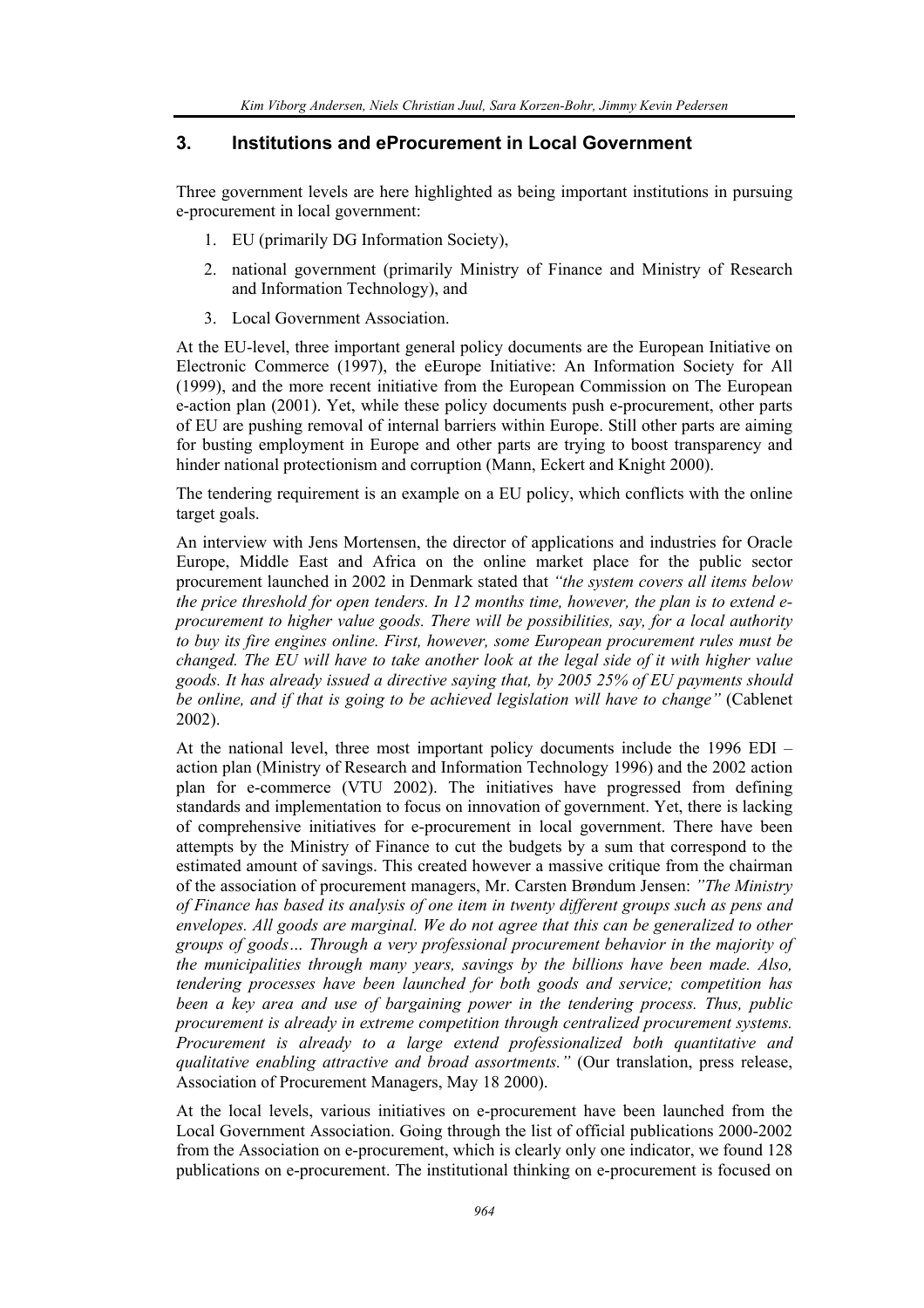## 3. Institutions and eProcurement in Local Government

Three government levels are here highlighted as being important institutions in pursuing e-procurement in local government:

1. EU (primarily DG Information Society),
2. national government (primarily Ministry of Finance and Ministry of Research and Information Technology), and
3. Local Government Association.

At the EU-level, three important general policy documents are the European Initiative on Electronic Commerce (1997), the eEurope Initiative: An Information Society for All (1999), and the more recent initiative from the European Commission on The European e-action plan (2001). Yet, while these policy documents push e-procurement, other parts of EU are pushing removal of internal barriers within Europe. Still other parts are aiming for busting employment in Europe and other parts are trying to boost transparency and hinder national protectionism and corruption (Mann, Eckert and Knight 2000).

The tendering requirement is an example on a EU policy, which conflicts with the online target goals.

An interview with Jens Mortensen, the director of applications and industries for Oracle Europe, Middle East and Africa on the online market place for the public sector procurement launched in 2002 in Denmark stated that *"the system covers all items below the price threshold for open tenders. In 12 months time, however, the plan is to extend e-procurement to higher value goods. There will be possibilities, say, for a local authority to buy its fire engines online. First, however, some European procurement rules must be changed. The EU will have to take another look at the legal side of it with higher value goods. It has already issued a directive saying that, by 2005 25% of EU payments should be online, and if that is going to be achieved legislation will have to change"* (Cablenet 2002).

At the national level, three most important policy documents include the 1996 EDI – action plan (Ministry of Research and Information Technology 1996) and the 2002 action plan for e-commerce (VTU 2002). The initiatives have progressed from defining standards and implementation to focus on innovation of government. Yet, there is lacking of comprehensive initiatives for e-procurement in local government. There have been attempts by the Ministry of Finance to cut the budgets by a sum that correspond to the estimated amount of savings. This created however a massive critique from the chairman of the association of procurement managers, Mr. Carsten Brøndum Jensen: *"The Ministry of Finance has based its analysis of one item in twenty different groups such as pens and envelopes. All goods are marginal. We do not agree that this can be generalized to other groups of goods… Through a very professional procurement behavior in the majority of the municipalities through many years, savings by the billions have been made. Also, tendering processes have been launched for both goods and service; competition has been a key area and use of bargaining power in the tendering process. Thus, public procurement is already in extreme competition through centralized procurement systems. Procurement is already to a large extend professionalized both quantitative and qualitative enabling attractive and broad assortments."* (Our translation, press release, Association of Procurement Managers, May 18 2000).

At the local levels, various initiatives on e-procurement have been launched from the Local Government Association. Going through the list of official publications 2000-2002 from the Association on e-procurement, which is clearly only one indicator, we found 128 publications on e-procurement. The institutional thinking on e-procurement is focused on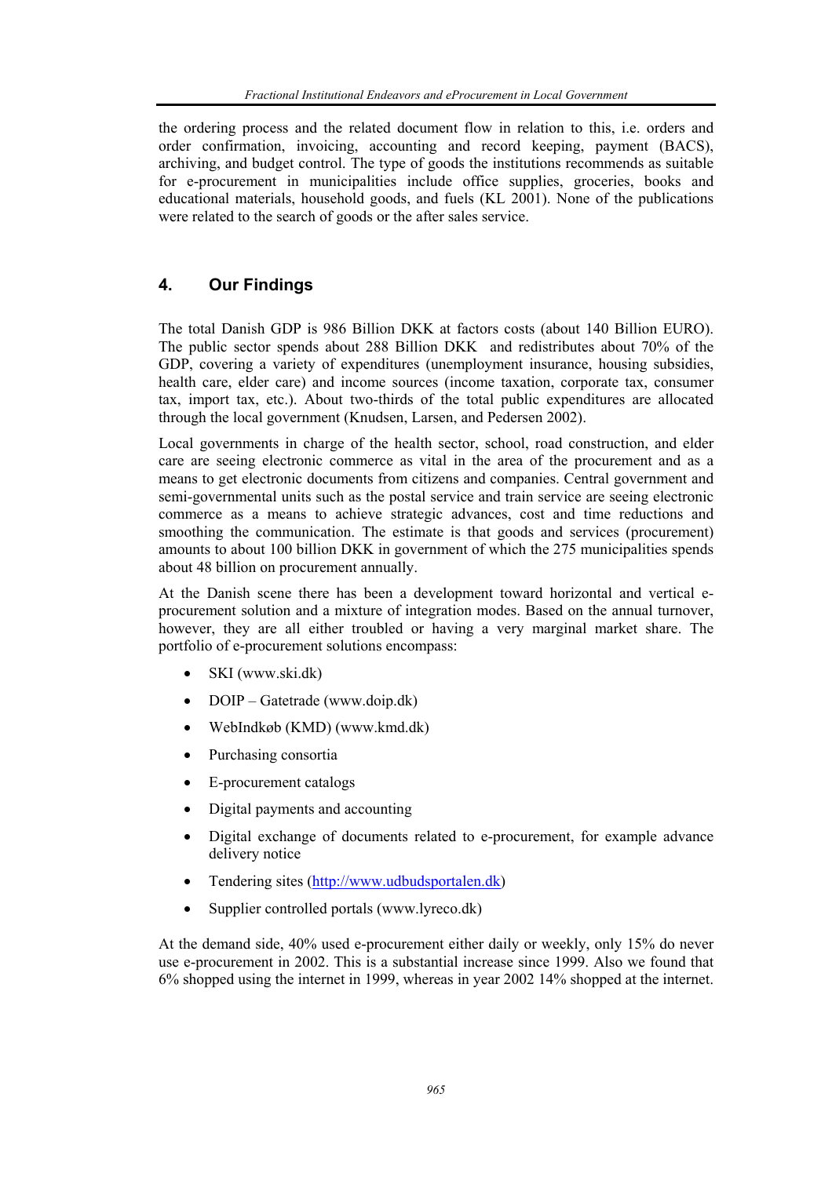the ordering process and the related document flow in relation to this, i.e. orders and order confirmation, invoicing, accounting and record keeping, payment (BACS), archiving, and budget control. The type of goods the institutions recommends as suitable for e-procurement in municipalities include office supplies, groceries, books and educational materials, household goods, and fuels (KL 2001). None of the publications were related to the search of goods or the after sales service.

## 4. Our Findings

The total Danish GDP is 986 Billion DKK at factors costs (about 140 Billion EURO). The public sector spends about 288 Billion DKK and redistributes about 70% of the GDP, covering a variety of expenditures (unemployment insurance, housing subsidies, health care, elder care) and income sources (income taxation, corporate tax, consumer tax, import tax, etc.). About two-thirds of the total public expenditures are allocated through the local government (Knudsen, Larsen, and Pedersen 2002).

Local governments in charge of the health sector, school, road construction, and elder care are seeing electronic commerce as vital in the area of the procurement and as a means to get electronic documents from citizens and companies. Central government and semi-governmental units such as the postal service and train service are seeing electronic commerce as a means to achieve strategic advances, cost and time reductions and smoothing the communication. The estimate is that goods and services (procurement) amounts to about 100 billion DKK in government of which the 275 municipalities spends about 48 billion on procurement annually.

At the Danish scene there has been a development toward horizontal and vertical e-procurement solution and a mixture of integration modes. Based on the annual turnover, however, they are all either troubled or having a very marginal market share. The portfolio of e-procurement solutions encompass:

- SKI (www.ski.dk)
- DOIP – Gatetrade (www.doip.dk)
- WebIndkøb (KMD) (www.kmd.dk)
- Purchasing consortia
- E-procurement catalogs
- Digital payments and accounting
- Digital exchange of documents related to e-procurement, for example advance delivery notice
- Tendering sites (http://www.udbudsportalen.dk)
- Supplier controlled portals (www.lyreco.dk)

At the demand side, 40% used e-procurement either daily or weekly, only 15% do never use e-procurement in 2002. This is a substantial increase since 1999. Also we found that 6% shopped using the internet in 1999, whereas in year 2002 14% shopped at the internet.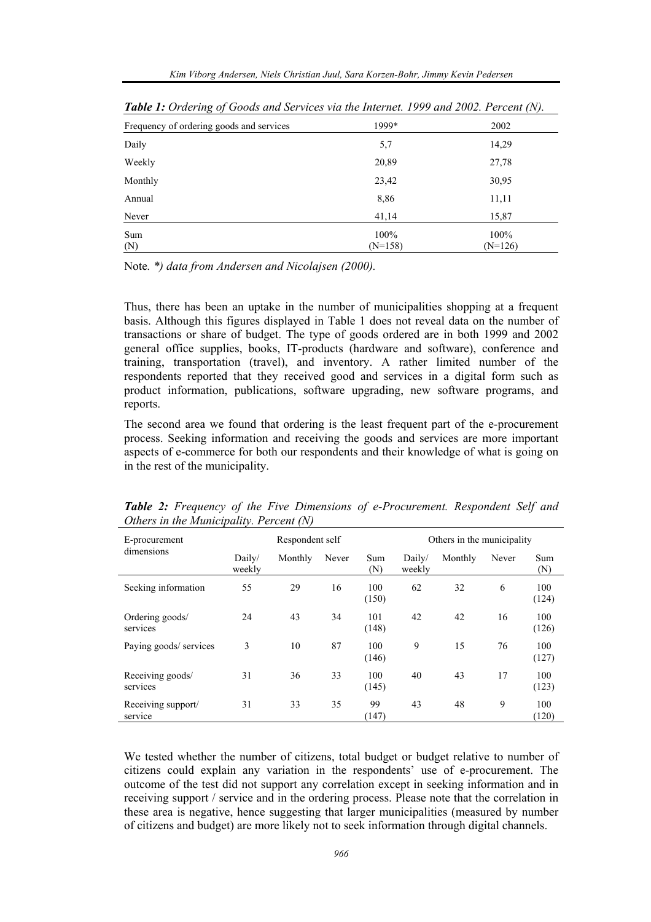***Table 1:** Ordering of Goods and Services via the Internet. 1999 and 2002. Percent (N).*

| Frequency of ordering goods and services | 1999* | 2002 |
|---|---|---|
| Daily | 5,7 | 14,29 |
| Weekly | 20,89 | 27,78 |
| Monthly | 23,42 | 30,95 |
| Annual | 8,86 | 11,11 |
| Never | 41,14 | 15,87 |
| Sum<br>(N) | 100%<br>(N=158) | 100%<br>(N=126) |

Note. *\*) data from Andersen and Nicolajsen (2000).*

Thus, there has been an uptake in the number of municipalities shopping at a frequent basis. Although this figures displayed in Table 1 does not reveal data on the number of transactions or share of budget. The type of goods ordered are in both 1999 and 2002 general office supplies, books, IT-products (hardware and software), conference and training, transportation (travel), and inventory. A rather limited number of the respondents reported that they received good and services in a digital form such as product information, publications, software upgrading, new software programs, and reports.

The second area we found that ordering is the least frequent part of the e-procurement process. Seeking information and receiving the goods and services are more important aspects of e-commerce for both our respondents and their knowledge of what is going on in the rest of the municipality.

***Table 2:** Frequency of the Five Dimensions of e-Procurement. Respondent Self and Others in the Municipality. Percent (N)*

| E-procurement dimensions | Respondent self | | | | Others in the municipality | | | |
|---|---|---|---|---|---|---|---|---|
| | Daily/ weekly | Monthly | Never | Sum (N) | Daily/ weekly | Monthly | Never | Sum (N) |
| Seeking information | 55 | 29 | 16 | 100 (150) | 62 | 32 | 6 | 100 (124) |
| Ordering goods/ services | 24 | 43 | 34 | 101 (148) | 42 | 42 | 16 | 100 (126) |
| Paying goods/ services | 3 | 10 | 87 | 100 (146) | 9 | 15 | 76 | 100 (127) |
| Receiving goods/ services | 31 | 36 | 33 | 100 (145) | 40 | 43 | 17 | 100 (123) |
| Receiving support/ service | 31 | 33 | 35 | 99 (147) | 43 | 48 | 9 | 100 (120) |

We tested whether the number of citizens, total budget or budget relative to number of citizens could explain any variation in the respondents' use of e-procurement. The outcome of the test did not support any correlation except in seeking information and in receiving support / service and in the ordering process. Please note that the correlation in these area is negative, hence suggesting that larger municipalities (measured by number of citizens and budget) are more likely not to seek information through digital channels.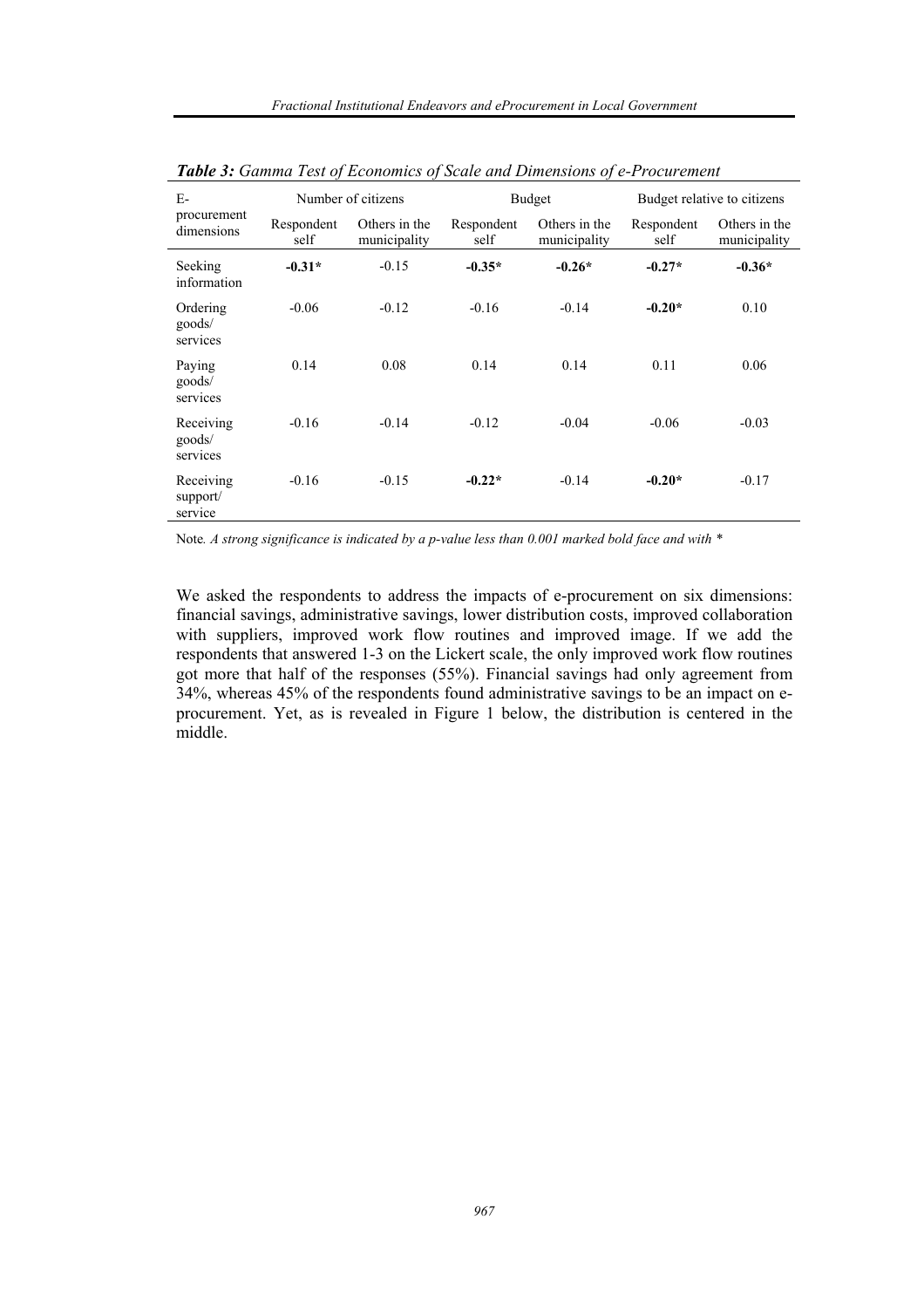***Table 3:** Gamma Test of Economics of Scale and Dimensions of e-Procurement*

| E-procurement dimensions | Number of citizens | | Budget | | Budget relative to citizens | |
|---|---|---|---|---|---|---|
| | Respondent self | Others in the municipality | Respondent self | Others in the municipality | Respondent self | Others in the municipality |
| Seeking information | **-0.31*** | -0.15 | **-0.35*** | **-0.26*** | **-0.27*** | **-0.36*** |
| Ordering goods/ services | -0.06 | -0.12 | -0.16 | -0.14 | **-0.20*** | 0.10 |
| Paying goods/ services | 0.14 | 0.08 | 0.14 | 0.14 | 0.11 | 0.06 |
| Receiving goods/ services | -0.16 | -0.14 | -0.12 | -0.04 | -0.06 | -0.03 |
| Receiving support/ service | -0.16 | -0.15 | **-0.22*** | -0.14 | **-0.20*** | -0.17 |

Note*. A strong significance is indicated by a p-value less than 0.001 marked bold face and with **

We asked the respondents to address the impacts of e-procurement on six dimensions: financial savings, administrative savings, lower distribution costs, improved collaboration with suppliers, improved work flow routines and improved image. If we add the respondents that answered 1-3 on the Lickert scale, the only improved work flow routines got more that half of the responses (55%). Financial savings had only agreement from 34%, whereas 45% of the respondents found administrative savings to be an impact on e-procurement. Yet, as is revealed in Figure 1 below, the distribution is centered in the middle.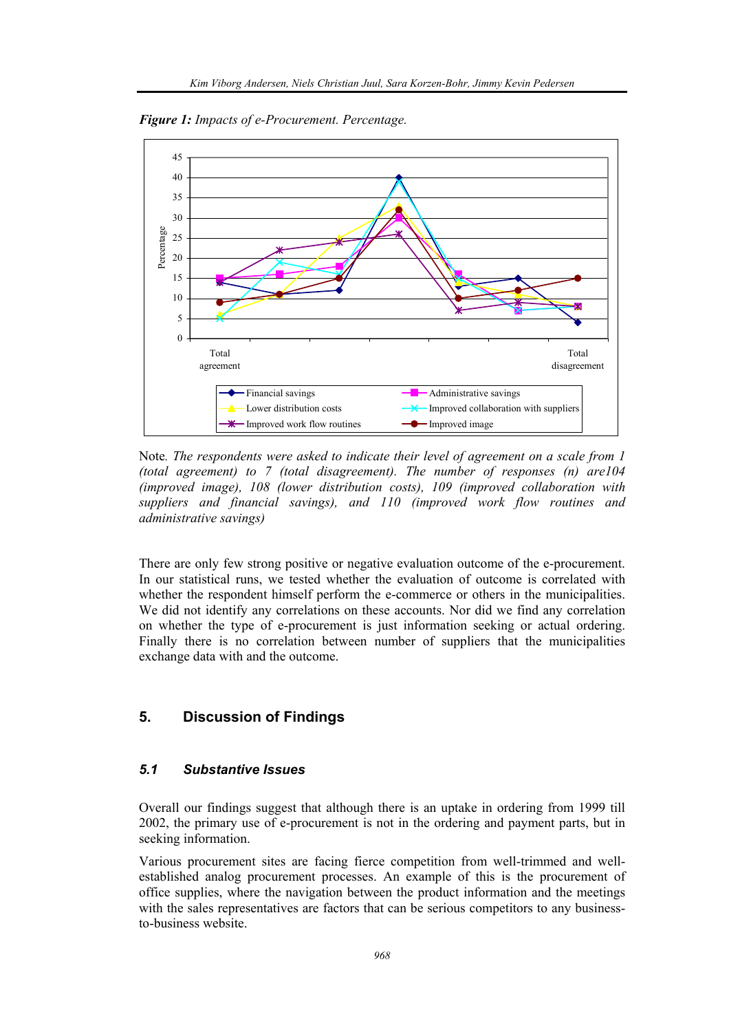***Figure 1:*** *Impacts of e-Procurement. Percentage.*

Note*. The respondents were asked to indicate their level of agreement on a scale from 1 (total agreement) to 7 (total disagreement). The number of responses (n) are104 (improved image), 108 (lower distribution costs), 109 (improved collaboration with suppliers and financial savings), and 110 (improved work flow routines and administrative savings)*

There are only few strong positive or negative evaluation outcome of the e-procurement. In our statistical runs, we tested whether the evaluation of outcome is correlated with whether the respondent himself perform the e-commerce or others in the municipalities. We did not identify any correlations on these accounts. Nor did we find any correlation on whether the type of e-procurement is just information seeking or actual ordering. Finally there is no correlation between number of suppliers that the municipalities exchange data with and the outcome.

## 5. Discussion of Findings

### *5.1 Substantive Issues*

Overall our findings suggest that although there is an uptake in ordering from 1999 till 2002, the primary use of e-procurement is not in the ordering and payment parts, but in seeking information.

Various procurement sites are facing fierce competition from well-trimmed and well-established analog procurement processes. An example of this is the procurement of office supplies, where the navigation between the product information and the meetings with the sales representatives are factors that can be serious competitors to any business-to-business website.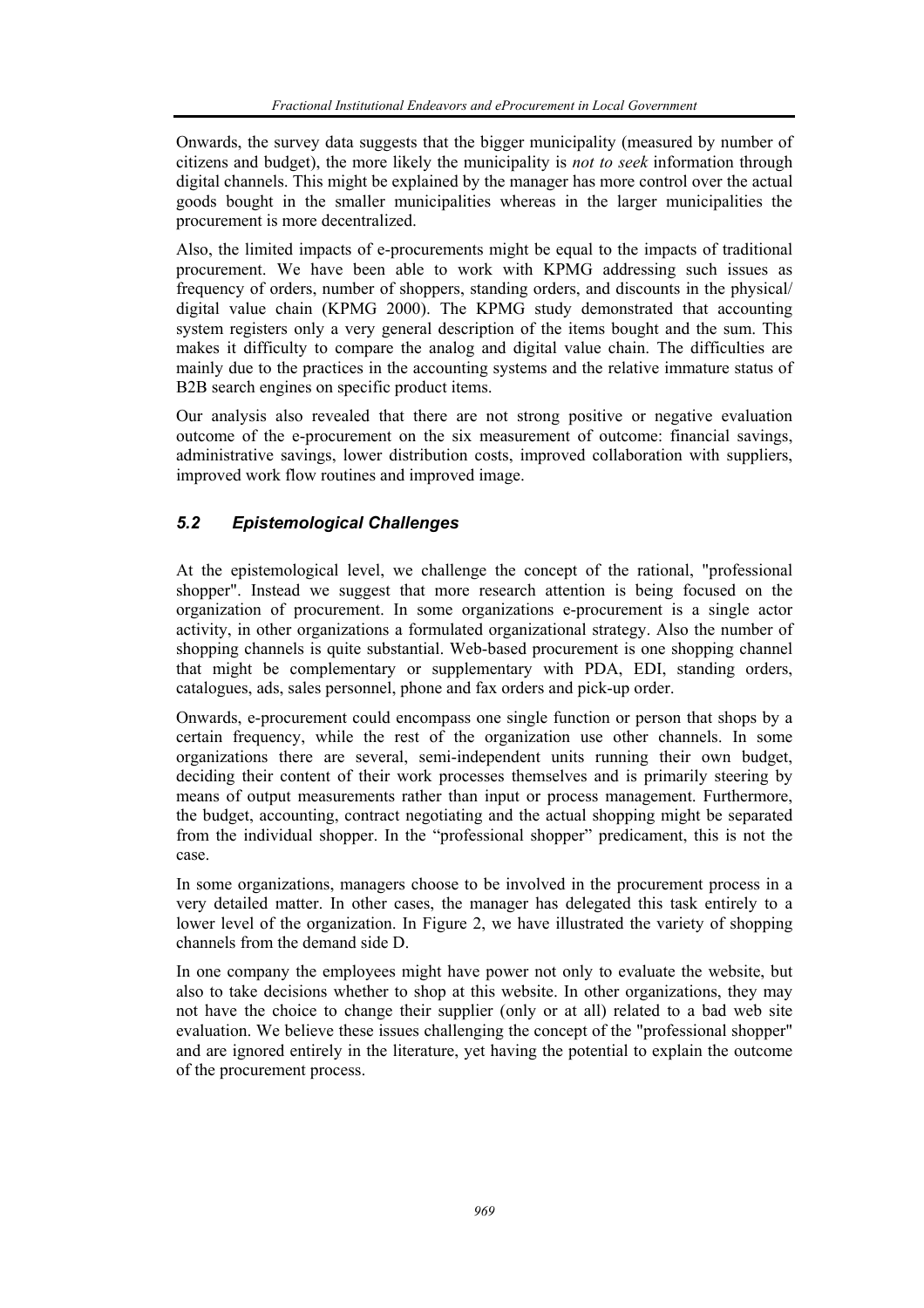Onwards, the survey data suggests that the bigger municipality (measured by number of citizens and budget), the more likely the municipality is *not to seek* information through digital channels. This might be explained by the manager has more control over the actual goods bought in the smaller municipalities whereas in the larger municipalities the procurement is more decentralized.

Also, the limited impacts of e-procurements might be equal to the impacts of traditional procurement. We have been able to work with KPMG addressing such issues as frequency of orders, number of shoppers, standing orders, and discounts in the physical/digital value chain (KPMG 2000). The KPMG study demonstrated that accounting system registers only a very general description of the items bought and the sum. This makes it difficulty to compare the analog and digital value chain. The difficulties are mainly due to the practices in the accounting systems and the relative immature status of B2B search engines on specific product items.

Our analysis also revealed that there are not strong positive or negative evaluation outcome of the e-procurement on the six measurement of outcome: financial savings, administrative savings, lower distribution costs, improved collaboration with suppliers, improved work flow routines and improved image.

### *5.2 Epistemological Challenges*

At the epistemological level, we challenge the concept of the rational, "professional shopper". Instead we suggest that more research attention is being focused on the organization of procurement. In some organizations e-procurement is a single actor activity, in other organizations a formulated organizational strategy. Also the number of shopping channels is quite substantial. Web-based procurement is one shopping channel that might be complementary or supplementary with PDA, EDI, standing orders, catalogues, ads, sales personnel, phone and fax orders and pick-up order.

Onwards, e-procurement could encompass one single function or person that shops by a certain frequency, while the rest of the organization use other channels. In some organizations there are several, semi-independent units running their own budget, deciding their content of their work processes themselves and is primarily steering by means of output measurements rather than input or process management. Furthermore, the budget, accounting, contract negotiating and the actual shopping might be separated from the individual shopper. In the "professional shopper" predicament, this is not the case.

In some organizations, managers choose to be involved in the procurement process in a very detailed matter. In other cases, the manager has delegated this task entirely to a lower level of the organization. In Figure 2, we have illustrated the variety of shopping channels from the demand side D.

In one company the employees might have power not only to evaluate the website, but also to take decisions whether to shop at this website. In other organizations, they may not have the choice to change their supplier (only or at all) related to a bad web site evaluation. We believe these issues challenging the concept of the "professional shopper" and are ignored entirely in the literature, yet having the potential to explain the outcome of the procurement process.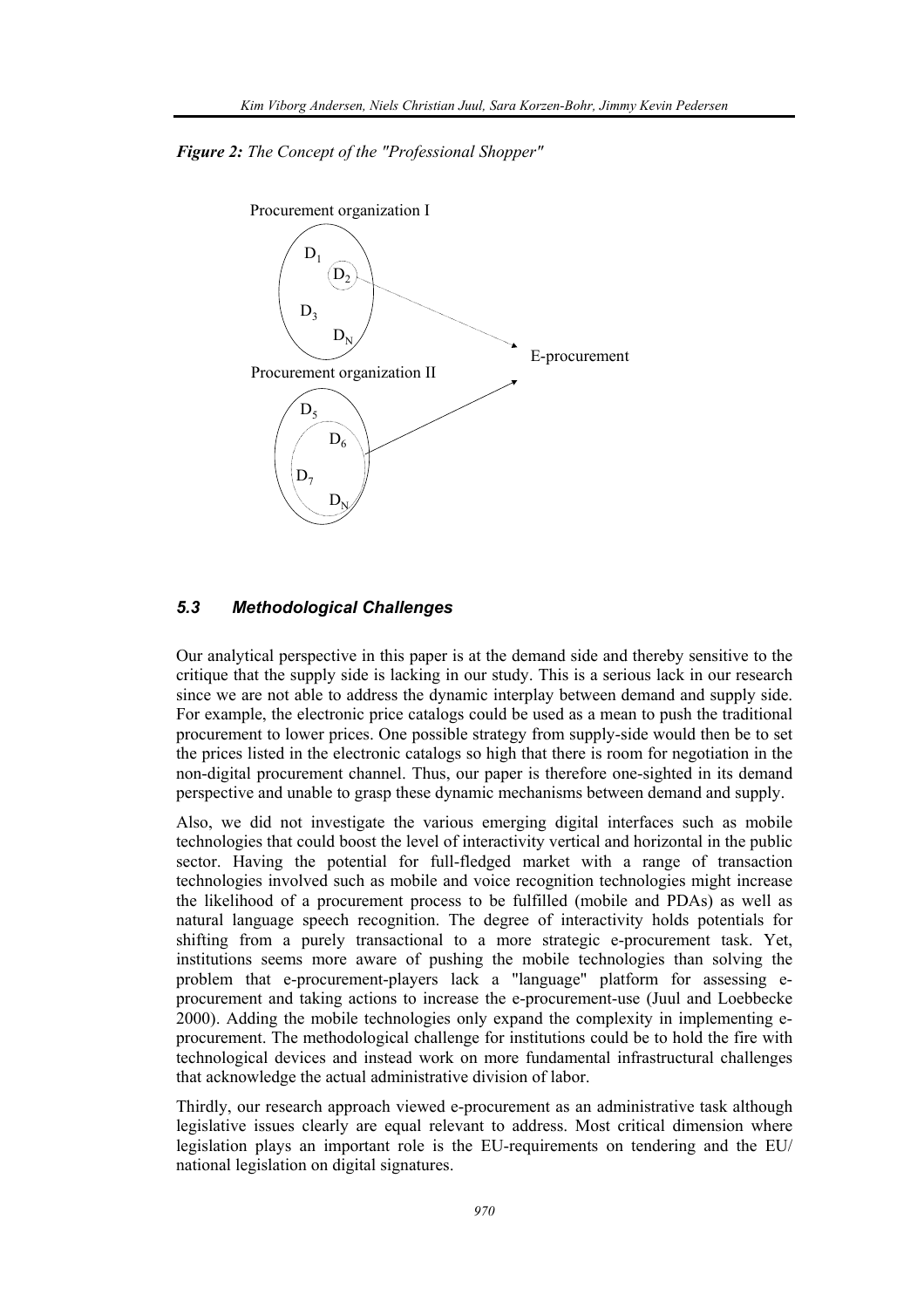*Figure 2: The Concept of the "Professional Shopper"*

Procurement organization I

$D_1$

$D_2$

$D_3$

$D_N$

E-procurement

Procurement organization II

$D_5$

$D_6$

$D_7$

$D_N$

### 5.3 Methodological Challenges

Our analytical perspective in this paper is at the demand side and thereby sensitive to the critique that the supply side is lacking in our study. This is a serious lack in our research since we are not able to address the dynamic interplay between demand and supply side. For example, the electronic price catalogs could be used as a mean to push the traditional procurement to lower prices. One possible strategy from supply-side would then be to set the prices listed in the electronic catalogs so high that there is room for negotiation in the non-digital procurement channel. Thus, our paper is therefore one-sighted in its demand perspective and unable to grasp these dynamic mechanisms between demand and supply.

Also, we did not investigate the various emerging digital interfaces such as mobile technologies that could boost the level of interactivity vertical and horizontal in the public sector. Having the potential for full-fledged market with a range of transaction technologies involved such as mobile and voice recognition technologies might increase the likelihood of a procurement process to be fulfilled (mobile and PDAs) as well as natural language speech recognition. The degree of interactivity holds potentials for shifting from a purely transactional to a more strategic e-procurement task. Yet, institutions seems more aware of pushing the mobile technologies than solving the problem that e-procurement-players lack a "language" platform for assessing e-procurement and taking actions to increase the e-procurement-use (Juul and Loebbecke 2000). Adding the mobile technologies only expand the complexity in implementing e-procurement. The methodological challenge for institutions could be to hold the fire with technological devices and instead work on more fundamental infrastructural challenges that acknowledge the actual administrative division of labor.

Thirdly, our research approach viewed e-procurement as an administrative task although legislative issues clearly are equal relevant to address. Most critical dimension where legislation plays an important role is the EU-requirements on tendering and the EU/ national legislation on digital signatures.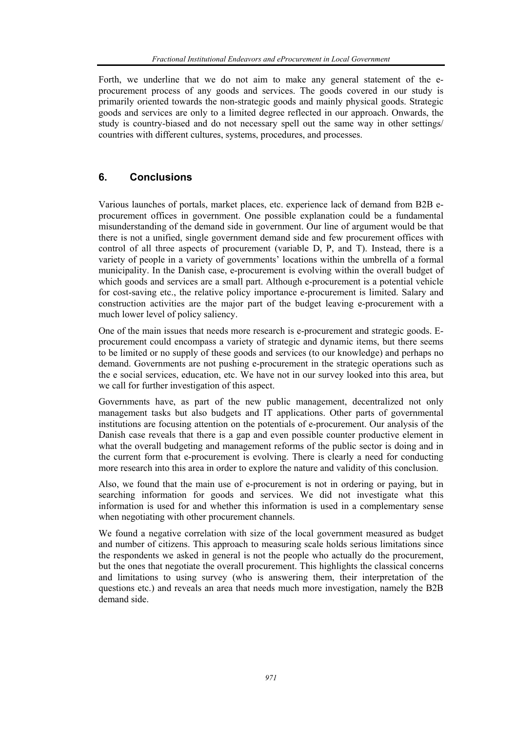Forth, we underline that we do not aim to make any general statement of the e-procurement process of any goods and services. The goods covered in our study is primarily oriented towards the non-strategic goods and mainly physical goods. Strategic goods and services are only to a limited degree reflected in our approach. Onwards, the study is country-biased and do not necessary spell out the same way in other settings/ countries with different cultures, systems, procedures, and processes.

## 6. Conclusions

Various launches of portals, market places, etc. experience lack of demand from B2B e-procurement offices in government. One possible explanation could be a fundamental misunderstanding of the demand side in government. Our line of argument would be that there is not a unified, single government demand side and few procurement offices with control of all three aspects of procurement (variable D, P, and T). Instead, there is a variety of people in a variety of governments' locations within the umbrella of a formal municipality. In the Danish case, e-procurement is evolving within the overall budget of which goods and services are a small part. Although e-procurement is a potential vehicle for cost-saving etc., the relative policy importance e-procurement is limited. Salary and construction activities are the major part of the budget leaving e-procurement with a much lower level of policy saliency.

One of the main issues that needs more research is e-procurement and strategic goods. E-procurement could encompass a variety of strategic and dynamic items, but there seems to be limited or no supply of these goods and services (to our knowledge) and perhaps no demand. Governments are not pushing e-procurement in the strategic operations such as the e social services, education, etc. We have not in our survey looked into this area, but we call for further investigation of this aspect.

Governments have, as part of the new public management, decentralized not only management tasks but also budgets and IT applications. Other parts of governmental institutions are focusing attention on the potentials of e-procurement. Our analysis of the Danish case reveals that there is a gap and even possible counter productive element in what the overall budgeting and management reforms of the public sector is doing and in the current form that e-procurement is evolving. There is clearly a need for conducting more research into this area in order to explore the nature and validity of this conclusion.

Also, we found that the main use of e-procurement is not in ordering or paying, but in searching information for goods and services. We did not investigate what this information is used for and whether this information is used in a complementary sense when negotiating with other procurement channels.

We found a negative correlation with size of the local government measured as budget and number of citizens. This approach to measuring scale holds serious limitations since the respondents we asked in general is not the people who actually do the procurement, but the ones that negotiate the overall procurement. This highlights the classical concerns and limitations to using survey (who is answering them, their interpretation of the questions etc.) and reveals an area that needs much more investigation, namely the B2B demand side.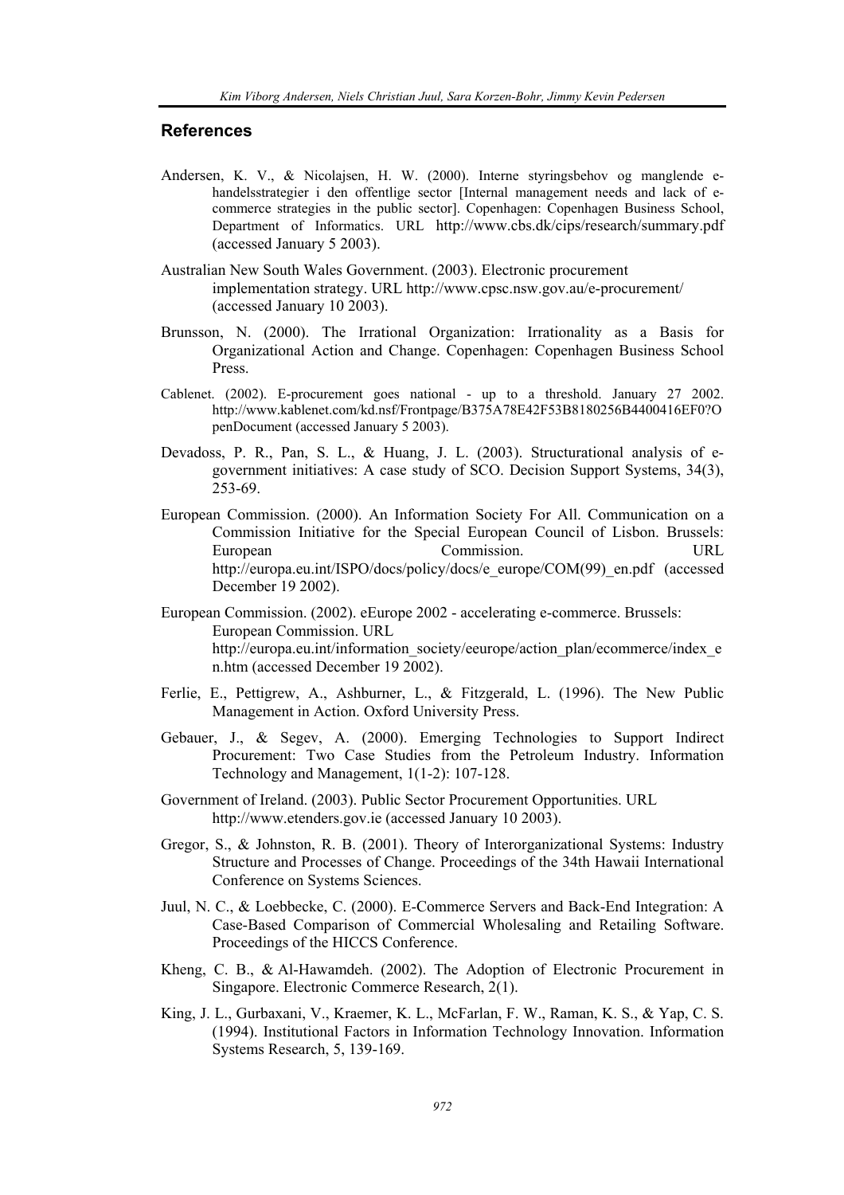## References

Andersen, K. V., & Nicolajsen, H. W. (2000). Interne styringsbehov og manglende e-handelsstrategier i den offentlige sector [Internal management needs and lack of e-commerce strategies in the public sector]. Copenhagen: Copenhagen Business School, Department of Informatics. URL http://www.cbs.dk/cips/research/summary.pdf (accessed January 5 2003).

Australian New South Wales Government. (2003). Electronic procurement implementation strategy. URL http://www.cpsc.nsw.gov.au/e-procurement/ (accessed January 10 2003).

Brunsson, N. (2000). The Irrational Organization: Irrationality as a Basis for Organizational Action and Change. Copenhagen: Copenhagen Business School Press.

Cablenet. (2002). E-procurement goes national - up to a threshold. January 27 2002. http://www.kablenet.com/kd.nsf/Frontpage/B375A78E42F53B8180256B4400416EF0?OpenDocument (accessed January 5 2003).

Devadoss, P. R., Pan, S. L., & Huang, J. L. (2003). Structurational analysis of e-government initiatives: A case study of SCO. Decision Support Systems, 34(3), 253-69.

European Commission. (2000). An Information Society For All. Communication on a Commission Initiative for the Special European Council of Lisbon. Brussels: European Commission. URL http://europa.eu.int/ISPO/docs/policy/docs/e_europe/COM(99)_en.pdf (accessed December 19 2002).

European Commission. (2002). eEurope 2002 - accelerating e-commerce. Brussels: European Commission. URL http://europa.eu.int/information_society/eeurope/action_plan/ecommerce/index_en.htm (accessed December 19 2002).

Ferlie, E., Pettigrew, A., Ashburner, L., & Fitzgerald, L. (1996). The New Public Management in Action. Oxford University Press.

Gebauer, J., & Segev, A. (2000). Emerging Technologies to Support Indirect Procurement: Two Case Studies from the Petroleum Industry. Information Technology and Management, 1(1-2): 107-128.

Government of Ireland. (2003). Public Sector Procurement Opportunities. URL http://www.etenders.gov.ie (accessed January 10 2003).

Gregor, S., & Johnston, R. B. (2001). Theory of Interorganizational Systems: Industry Structure and Processes of Change. Proceedings of the 34th Hawaii International Conference on Systems Sciences.

Juul, N. C., & Loebbecke, C. (2000). E-Commerce Servers and Back-End Integration: A Case-Based Comparison of Commercial Wholesaling and Retailing Software. Proceedings of the HICCS Conference.

Kheng, C. B., & Al-Hawamdeh. (2002). The Adoption of Electronic Procurement in Singapore. Electronic Commerce Research, 2(1).

King, J. L., Gurbaxani, V., Kraemer, K. L., McFarlan, F. W., Raman, K. S., & Yap, C. S. (1994). Institutional Factors in Information Technology Innovation. Information Systems Research, 5, 139-169.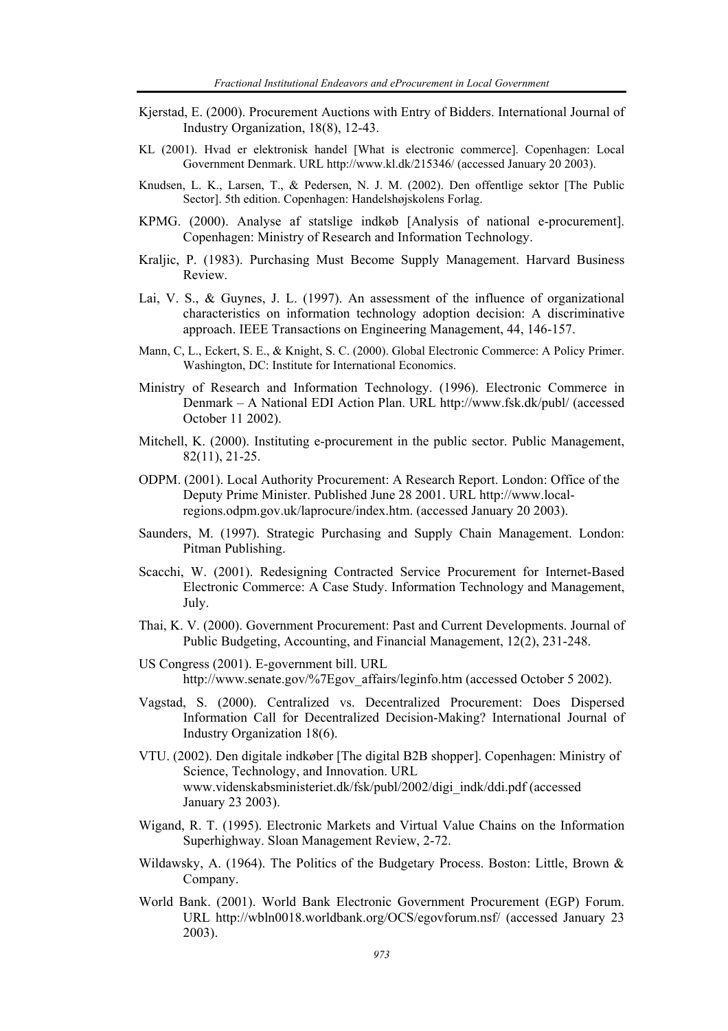Kjerstad, E. (2000). Procurement Auctions with Entry of Bidders. International Journal of Industry Organization, 18(8), 12-43.

KL (2001). Hvad er elektronisk handel [What is electronic commerce]. Copenhagen: Local Government Denmark. URL http://www.kl.dk/215346/ (accessed January 20 2003).

Knudsen, L. K., Larsen, T., & Pedersen, N. J. M. (2002). Den offentlige sektor [The Public Sector]. 5th edition. Copenhagen: Handelshøjskolens Forlag.

KPMG. (2000). Analyse af statslige indkøb [Analysis of national e-procurement]. Copenhagen: Ministry of Research and Information Technology.

Kraljic, P. (1983). Purchasing Must Become Supply Management. Harvard Business Review.

Lai, V. S., & Guynes, J. L. (1997). An assessment of the influence of organizational characteristics on information technology adoption decision: A discriminative approach. IEEE Transactions on Engineering Management, 44, 146-157.

Mann, C, L., Eckert, S. E., & Knight, S. C. (2000). Global Electronic Commerce: A Policy Primer. Washington, DC: Institute for International Economics.

Ministry of Research and Information Technology. (1996). Electronic Commerce in Denmark – A National EDI Action Plan. URL http://www.fsk.dk/publ/ (accessed October 11 2002).

Mitchell, K. (2000). Instituting e-procurement in the public sector. Public Management, 82(11), 21-25.

ODPM. (2001). Local Authority Procurement: A Research Report. London: Office of the Deputy Prime Minister. Published June 28 2001. URL http://www.local-regions.odpm.gov.uk/laprocure/index.htm. (accessed January 20 2003).

Saunders, M. (1997). Strategic Purchasing and Supply Chain Management. London: Pitman Publishing.

Scacchi, W. (2001). Redesigning Contracted Service Procurement for Internet-Based Electronic Commerce: A Case Study. Information Technology and Management, July.

Thai, K. V. (2000). Government Procurement: Past and Current Developments. Journal of Public Budgeting, Accounting, and Financial Management, 12(2), 231-248.

US Congress (2001). E-government bill. URL http://www.senate.gov/%7Egov_affairs/leginfo.htm (accessed October 5 2002).

Vagstad, S. (2000). Centralized vs. Decentralized Procurement: Does Dispersed Information Call for Decentralized Decision-Making? International Journal of Industry Organization 18(6).

VTU. (2002). Den digitale indkøber [The digital B2B shopper]. Copenhagen: Ministry of Science, Technology, and Innovation. URL www.videnskabsministeriet.dk/fsk/publ/2002/digi_indk/ddi.pdf (accessed January 23 2003).

Wigand, R. T. (1995). Electronic Markets and Virtual Value Chains on the Information Superhighway. Sloan Management Review, 2-72.

Wildawsky, A. (1964). The Politics of the Budgetary Process. Boston: Little, Brown & Company.

World Bank. (2001). World Bank Electronic Government Procurement (EGP) Forum. URL http://wbln0018.worldbank.org/OCS/egovforum.nsf/ (accessed January 23 2003).